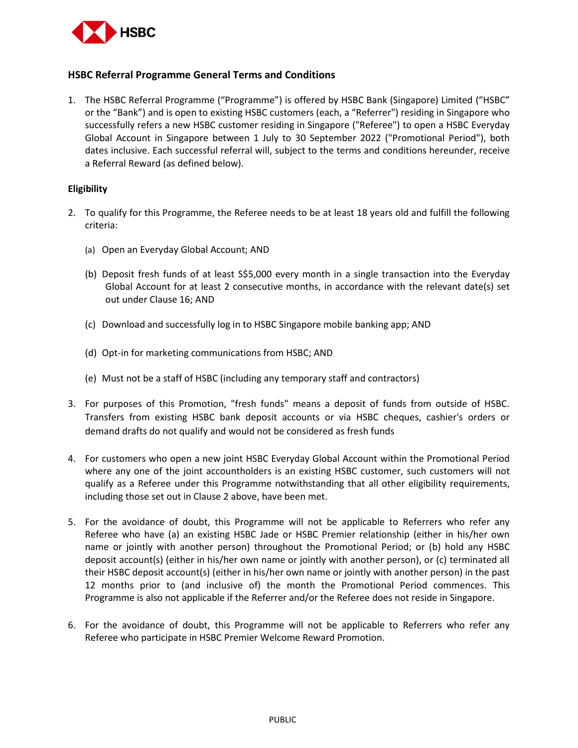## HSBC Referral Programme General Terms and Conditions

1. The HSBC Referral Programme ("Programme") is offered by HSBC Bank (Singapore) Limited ("HSBC" or the "Bank") and is open to existing HSBC customers (each, a "Referrer") residing in Singapore who successfully refers a new HSBC customer residing in Singapore ("Referee") to open a HSBC Everyday Global Account in Singapore between 1 July to 30 September 2022 ("Promotional Period"), both dates inclusive. Each successful referral will, subject to the terms and conditions hereunder, receive a Referral Reward (as defined below).

### Eligibility

2. To qualify for this Programme, the Referee needs to be at least 18 years old and fulfill the following criteria:

   (a) Open an Everyday Global Account; AND

   (b) Deposit fresh funds of at least S$5,000 every month in a single transaction into the Everyday Global Account for at least 2 consecutive months, in accordance with the relevant date(s) set out under Clause 16; AND

   (c) Download and successfully log in to HSBC Singapore mobile banking app; AND

   (d) Opt-in for marketing communications from HSBC; AND

   (e) Must not be a staff of HSBC (including any temporary staff and contractors)

3. For purposes of this Promotion, "fresh funds" means a deposit of funds from outside of HSBC. Transfers from existing HSBC bank deposit accounts or via HSBC cheques, cashier's orders or demand drafts do not qualify and would not be considered as fresh funds

4. For customers who open a new joint HSBC Everyday Global Account within the Promotional Period where any one of the joint accountholders is an existing HSBC customer, such customers will not qualify as a Referee under this Programme notwithstanding that all other eligibility requirements, including those set out in Clause 2 above, have been met.

5. For the avoidance of doubt, this Programme will not be applicable to Referrers who refer any Referee who have (a) an existing HSBC Jade or HSBC Premier relationship (either in his/her own name or jointly with another person) throughout the Promotional Period; or (b) hold any HSBC deposit account(s) (either in his/her own name or jointly with another person), or (c) terminated all their HSBC deposit account(s) (either in his/her own name or jointly with another person) in the past 12 months prior to (and inclusive of) the month the Promotional Period commences. This Programme is also not applicable if the Referrer and/or the Referee does not reside in Singapore.

6. For the avoidance of doubt, this Programme will not be applicable to Referrers who refer any Referee who participate in HSBC Premier Welcome Reward Promotion.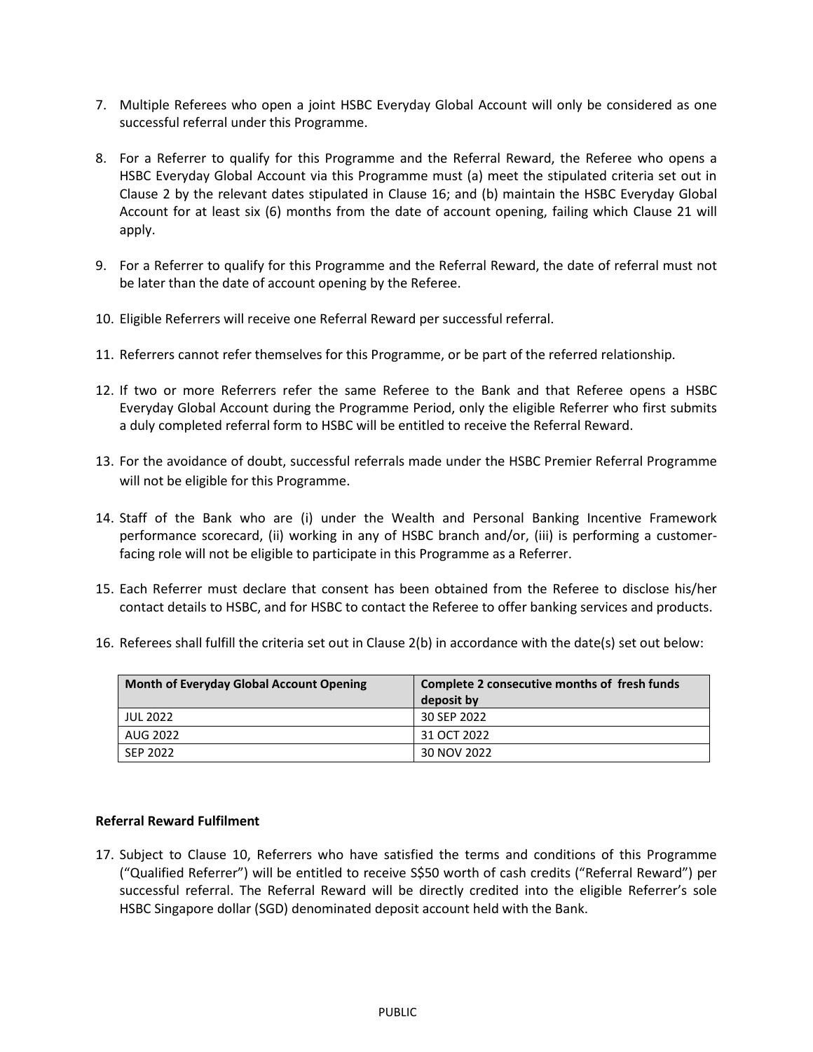7. Multiple Referees who open a joint HSBC Everyday Global Account will only be considered as one successful referral under this Programme.

8. For a Referrer to qualify for this Programme and the Referral Reward, the Referee who opens a HSBC Everyday Global Account via this Programme must (a) meet the stipulated criteria set out in Clause 2 by the relevant dates stipulated in Clause 16; and (b) maintain the HSBC Everyday Global Account for at least six (6) months from the date of account opening, failing which Clause 21 will apply.

9. For a Referrer to qualify for this Programme and the Referral Reward, the date of referral must not be later than the date of account opening by the Referee.

10. Eligible Referrers will receive one Referral Reward per successful referral.

11. Referrers cannot refer themselves for this Programme, or be part of the referred relationship.

12. If two or more Referrers refer the same Referee to the Bank and that Referee opens a HSBC Everyday Global Account during the Programme Period, only the eligible Referrer who first submits a duly completed referral form to HSBC will be entitled to receive the Referral Reward.

13. For the avoidance of doubt, successful referrals made under the HSBC Premier Referral Programme will not be eligible for this Programme.

14. Staff of the Bank who are (i) under the Wealth and Personal Banking Incentive Framework performance scorecard, (ii) working in any of HSBC branch and/or, (iii) is performing a customer-facing role will not be eligible to participate in this Programme as a Referrer.

15. Each Referrer must declare that consent has been obtained from the Referee to disclose his/her contact details to HSBC, and for HSBC to contact the Referee to offer banking services and products.

16. Referees shall fulfill the criteria set out in Clause 2(b) in accordance with the date(s) set out below:

| Month of Everyday Global Account Opening | Complete 2 consecutive months of fresh funds deposit by |
|---|---|
| JUL 2022 | 30 SEP 2022 |
| AUG 2022 | 31 OCT 2022 |
| SEP 2022 | 30 NOV 2022 |

**Referral Reward Fulfilment**

17. Subject to Clause 10, Referrers who have satisfied the terms and conditions of this Programme ("Qualified Referrer") will be entitled to receive S$50 worth of cash credits ("Referral Reward") per successful referral. The Referral Reward will be directly credited into the eligible Referrer's sole HSBC Singapore dollar (SGD) denominated deposit account held with the Bank.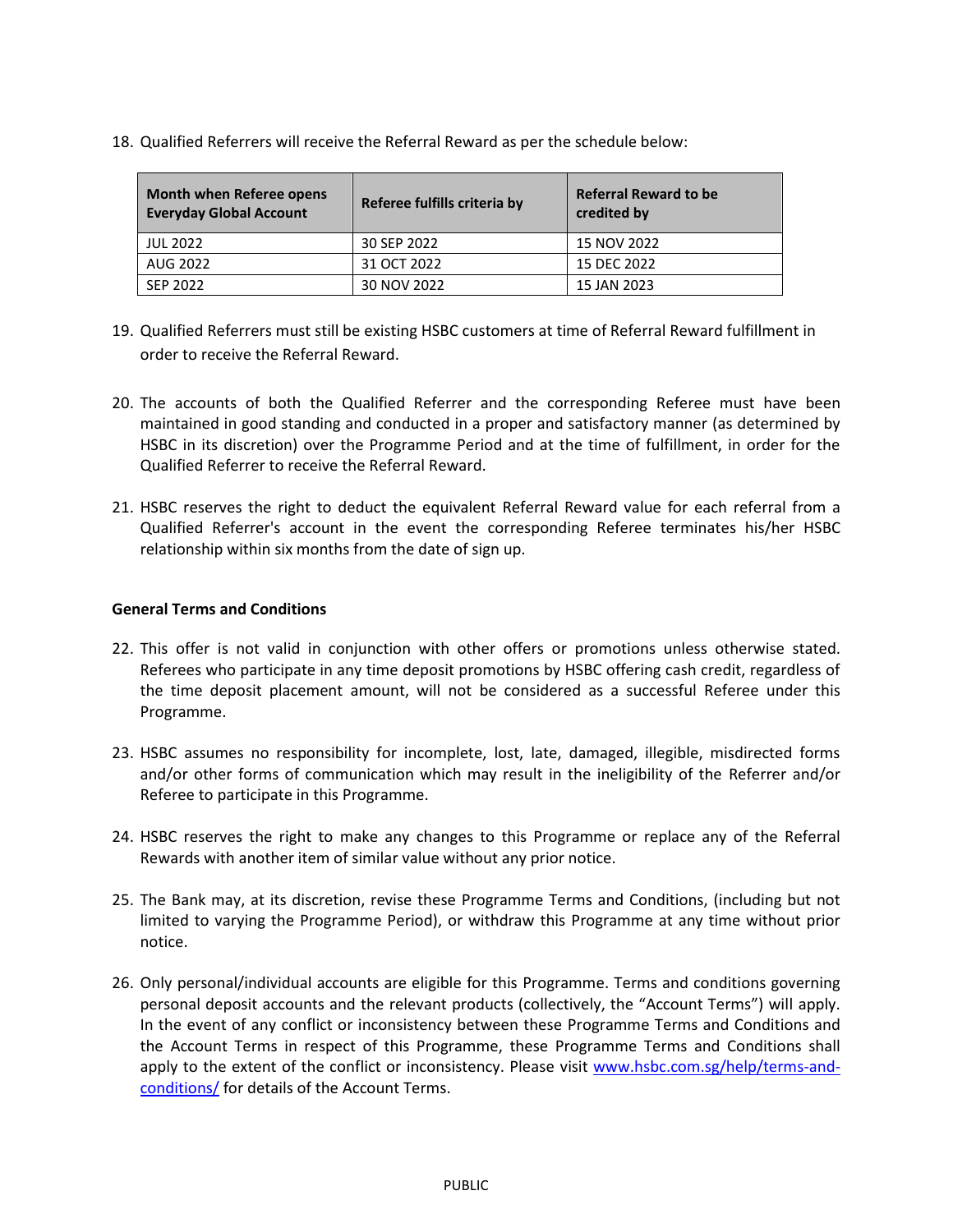18. Qualified Referrers will receive the Referral Reward as per the schedule below:

| Month when Referee opens Everyday Global Account | Referee fulfills criteria by | Referral Reward to be credited by |
|---|---|---|
| JUL 2022 | 30 SEP 2022 | 15 NOV 2022 |
| AUG 2022 | 31 OCT 2022 | 15 DEC 2022 |
| SEP 2022 | 30 NOV 2022 | 15 JAN 2023 |

19. Qualified Referrers must still be existing HSBC customers at time of Referral Reward fulfillment in order to receive the Referral Reward.

20. The accounts of both the Qualified Referrer and the corresponding Referee must have been maintained in good standing and conducted in a proper and satisfactory manner (as determined by HSBC in its discretion) over the Programme Period and at the time of fulfillment, in order for the Qualified Referrer to receive the Referral Reward.

21. HSBC reserves the right to deduct the equivalent Referral Reward value for each referral from a Qualified Referrer's account in the event the corresponding Referee terminates his/her HSBC relationship within six months from the date of sign up.

**General Terms and Conditions**

22. This offer is not valid in conjunction with other offers or promotions unless otherwise stated. Referees who participate in any time deposit promotions by HSBC offering cash credit, regardless of the time deposit placement amount, will not be considered as a successful Referee under this Programme.

23. HSBC assumes no responsibility for incomplete, lost, late, damaged, illegible, misdirected forms and/or other forms of communication which may result in the ineligibility of the Referrer and/or Referee to participate in this Programme.

24. HSBC reserves the right to make any changes to this Programme or replace any of the Referral Rewards with another item of similar value without any prior notice.

25. The Bank may, at its discretion, revise these Programme Terms and Conditions, (including but not limited to varying the Programme Period), or withdraw this Programme at any time without prior notice.

26. Only personal/individual accounts are eligible for this Programme. Terms and conditions governing personal deposit accounts and the relevant products (collectively, the "Account Terms") will apply. In the event of any conflict or inconsistency between these Programme Terms and Conditions and the Account Terms in respect of this Programme, these Programme Terms and Conditions shall apply to the extent of the conflict or inconsistency. Please visit [www.hsbc.com.sg/help/terms-and-conditions/](www.hsbc.com.sg/help/terms-and-conditions/) for details of the Account Terms.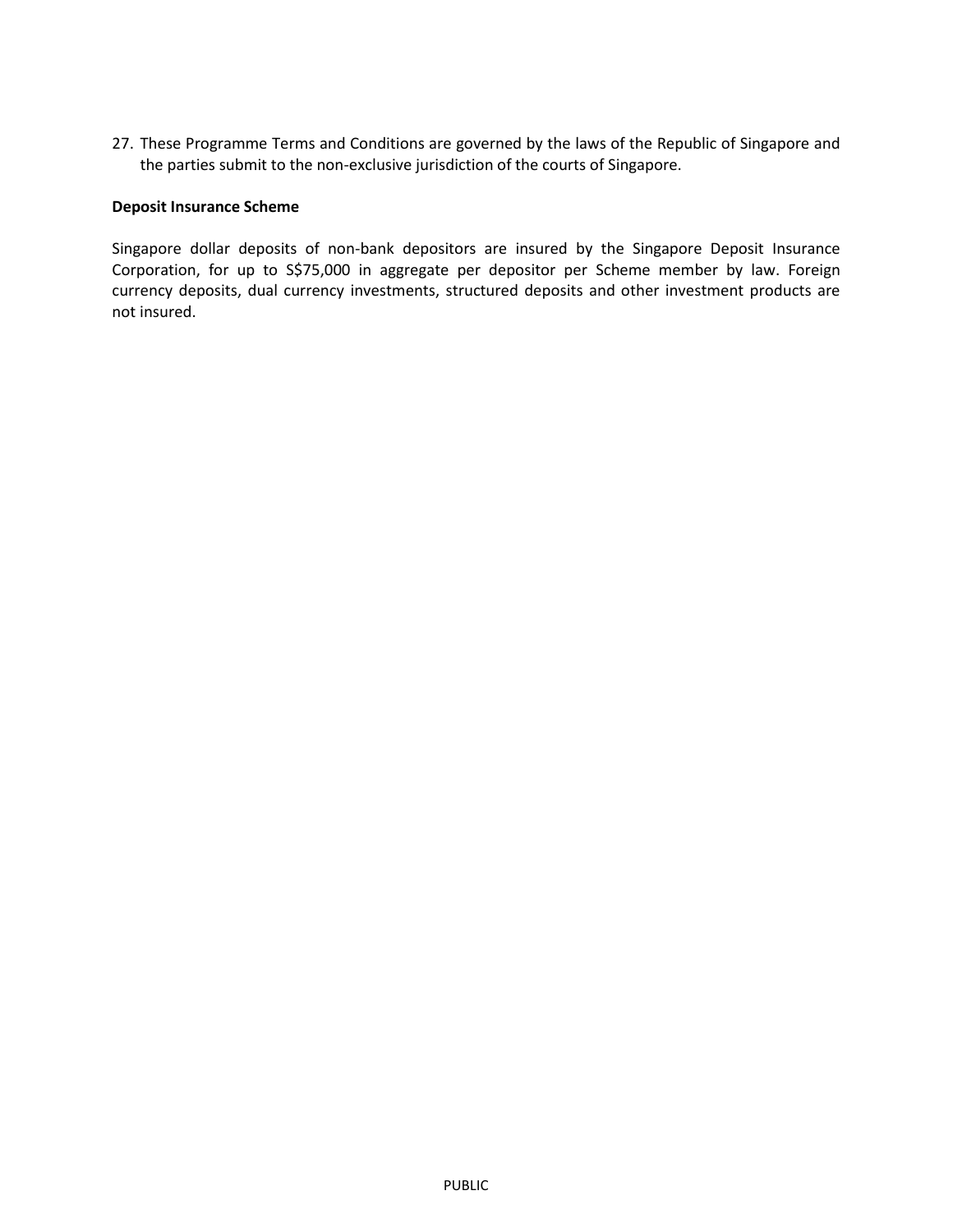27. These Programme Terms and Conditions are governed by the laws of the Republic of Singapore and the parties submit to the non-exclusive jurisdiction of the courts of Singapore.

**Deposit Insurance Scheme**

Singapore dollar deposits of non-bank depositors are insured by the Singapore Deposit Insurance Corporation, for up to S$75,000 in aggregate per depositor per Scheme member by law. Foreign currency deposits, dual currency investments, structured deposits and other investment products are not insured.